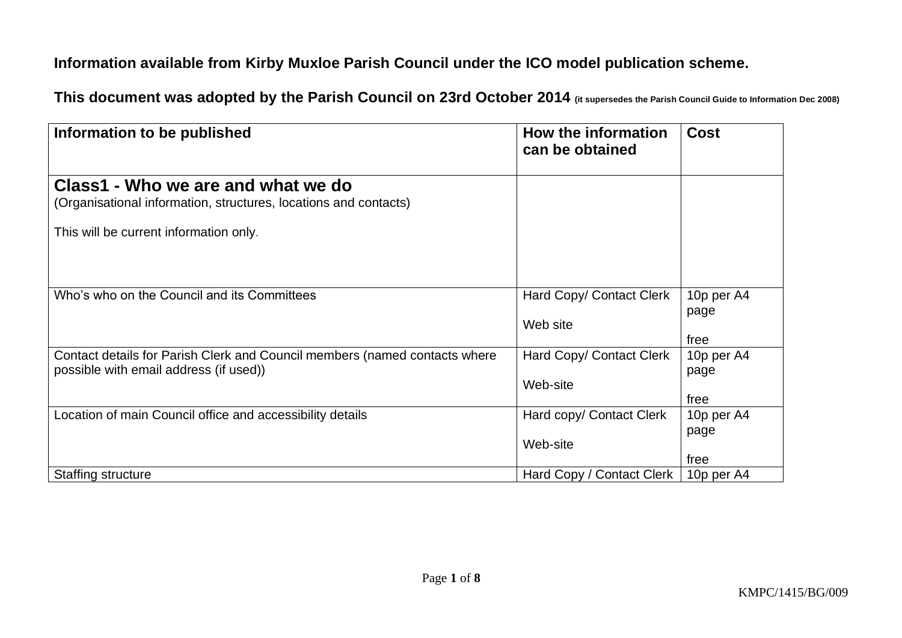**Information available from Kirby Muxloe Parish Council under the ICO model publication scheme.**

**This document was adopted by the Parish Council on 23rd October 2014** **(it supersedes the Parish Council Guide to Information Dec 2008)**

| Information to be published | How the information can be obtained | Cost |
|---|---|---|
| **Class1 - Who we are and what we do**<br>(Organisational information, structures, locations and contacts)<br><br>This will be current information only. | | |
| Who's who on the Council and its Committees | Hard Copy/ Contact Clerk<br><br>Web site | 10p per A4 page<br><br>free |
| Contact details for Parish Clerk and Council members (named contacts where possible with email address (if used)) | Hard Copy/ Contact Clerk<br><br>Web-site | 10p per A4 page<br><br>free |
| Location of main Council office and accessibility details | Hard copy/ Contact Clerk<br><br>Web-site | 10p per A4 page<br><br>free |
| Staffing structure | Hard Copy / Contact Clerk | 10p per A4 |

KMPC/1415/BG/009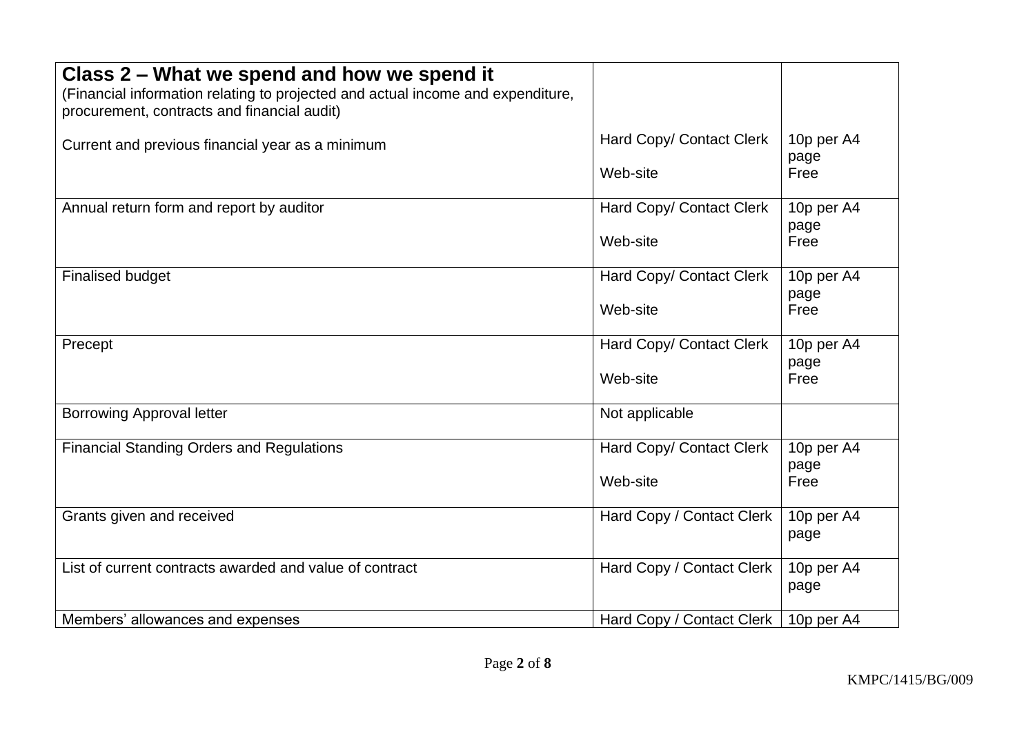| | | |
|---|---|---|
| **Class 2 – What we spend and how we spend it**<br>(Financial information relating to projected and actual income and expenditure, procurement, contracts and financial audit)<br><br>Current and previous financial year as a minimum | Hard Copy/ Contact Clerk<br><br>Web-site | 10p per A4 page<br>Free |
| Annual return form and report by auditor | Hard Copy/ Contact Clerk<br><br>Web-site | 10p per A4 page<br>Free |
| Finalised budget | Hard Copy/ Contact Clerk<br><br>Web-site | 10p per A4 page<br>Free |
| Precept | Hard Copy/ Contact Clerk<br><br>Web-site | 10p per A4 page<br>Free |
| Borrowing Approval letter | Not applicable | |
| Financial Standing Orders and Regulations | Hard Copy/ Contact Clerk<br><br>Web-site | 10p per A4 page<br>Free |
| Grants given and received | Hard Copy / Contact Clerk | 10p per A4 page |
| List of current contracts awarded and value of contract | Hard Copy / Contact Clerk | 10p per A4 page |
| Members' allowances and expenses | Hard Copy / Contact Clerk | 10p per A4 |

KMPC/1415/BG/009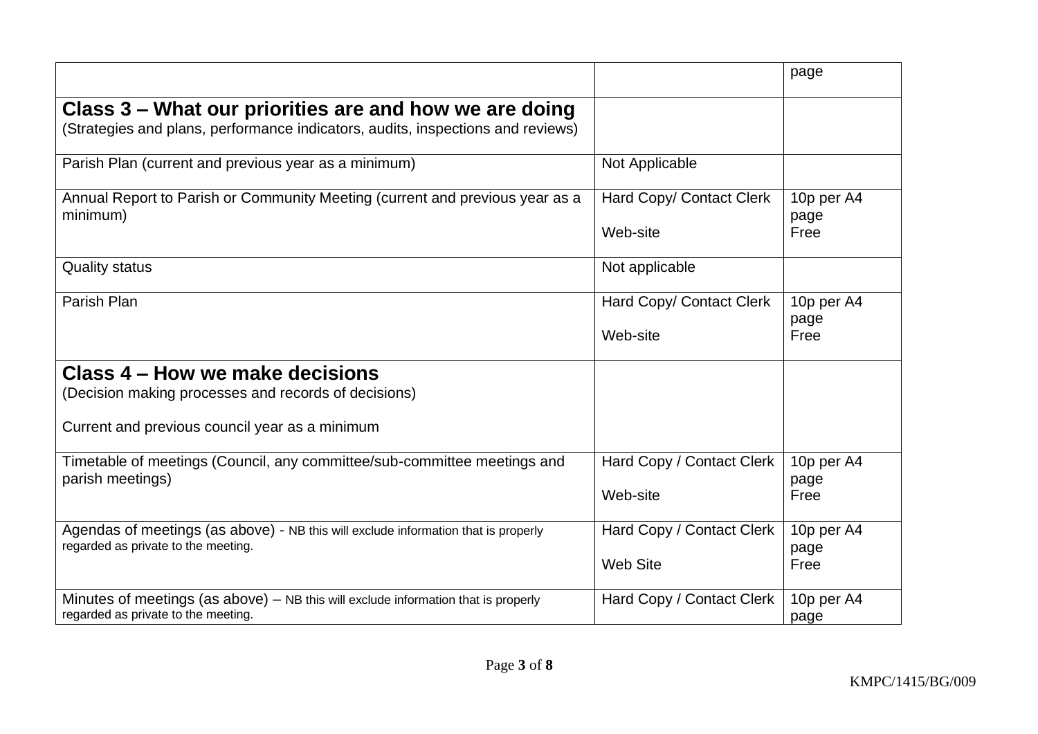| | | |
|---|---|---|
| | | page |
| **Class 3 – What our priorities are and how we are doing** (Strategies and plans, performance indicators, audits, inspections and reviews) | | |
| Parish Plan (current and previous year as a minimum) | Not Applicable | |
| Annual Report to Parish or Community Meeting (current and previous year as a minimum) | Hard Copy/ Contact Clerk<br><br>Web-site | 10p per A4 page<br>Free |
| Quality status | Not applicable | |
| Parish Plan | Hard Copy/ Contact Clerk<br><br>Web-site | 10p per A4 page<br>Free |
| **Class 4 – How we make decisions** (Decision making processes and records of decisions)<br><br>Current and previous council year as a minimum | | |
| Timetable of meetings (Council, any committee/sub-committee meetings and parish meetings) | Hard Copy / Contact Clerk<br><br>Web-site | 10p per A4 page<br>Free |
| Agendas of meetings (as above) - NB this will exclude information that is properly regarded as private to the meeting. | Hard Copy / Contact Clerk<br><br>Web Site | 10p per A4 page<br>Free |
| Minutes of meetings (as above) – NB this will exclude information that is properly regarded as private to the meeting. | Hard Copy / Contact Clerk | 10p per A4 page |

KMPC/1415/BG/009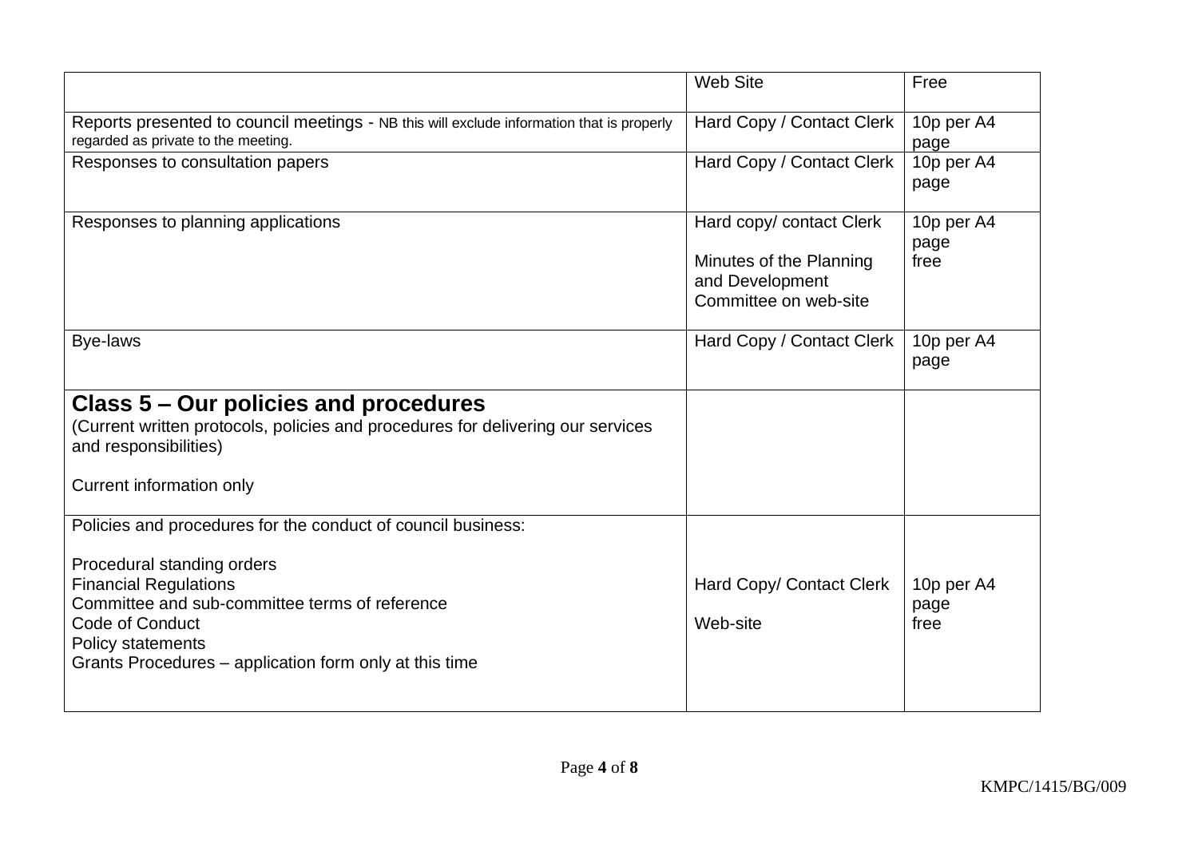| | | |
|---|---|---|
| | Web Site | Free |
| Reports presented to council meetings - NB this will exclude information that is properly regarded as private to the meeting. | Hard Copy / Contact Clerk | 10p per A4 page |
| Responses to consultation papers | Hard Copy / Contact Clerk | 10p per A4 page |
| Responses to planning applications | Hard copy/ contact Clerk<br><br>Minutes of the Planning and Development Committee on web-site | 10p per A4 page<br>free |
| Bye-laws | Hard Copy / Contact Clerk | 10p per A4 page |
| **Class 5 – Our policies and procedures**<br>(Current written protocols, policies and procedures for delivering our services and responsibilities)<br><br>Current information only | | |
| Policies and procedures for the conduct of council business:<br><br>Procedural standing orders<br>Financial Regulations<br>Committee and sub-committee terms of reference<br>Code of Conduct<br>Policy statements<br>Grants Procedures – application form only at this time | Hard Copy/ Contact Clerk<br><br>Web-site | 10p per A4 page<br>free |

KMPC/1415/BG/009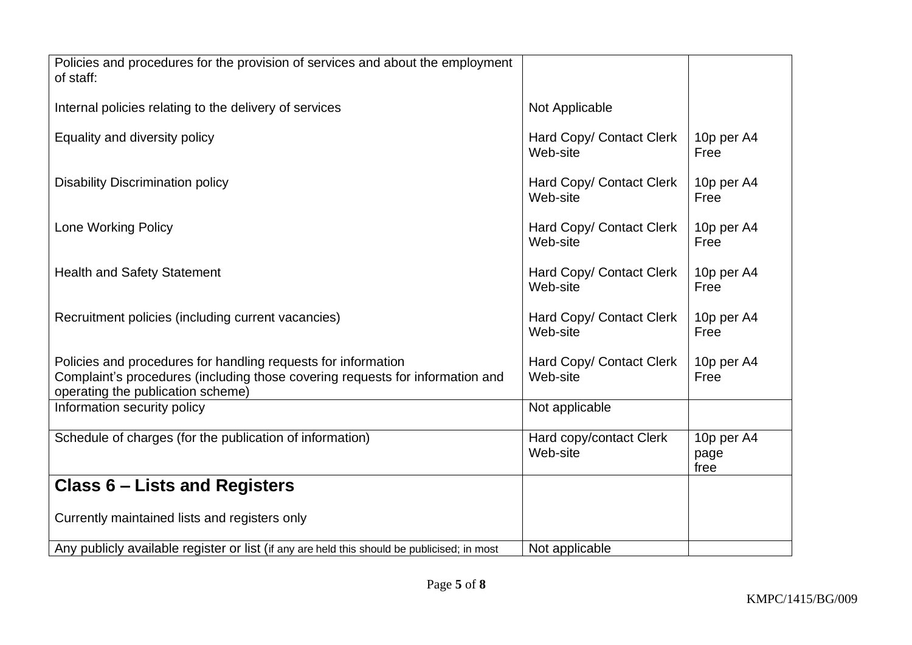| | | |
|---|---|---|
| Policies and procedures for the provision of services and about the employment of staff: | | |
| Internal policies relating to the delivery of services | Not Applicable | |
| Equality and diversity policy | Hard Copy/ Contact Clerk<br>Web-site | 10p per A4<br>Free |
| Disability Discrimination policy | Hard Copy/ Contact Clerk<br>Web-site | 10p per A4<br>Free |
| Lone Working Policy | Hard Copy/ Contact Clerk<br>Web-site | 10p per A4<br>Free |
| Health and Safety Statement | Hard Copy/ Contact Clerk<br>Web-site | 10p per A4<br>Free |
| Recruitment policies (including current vacancies) | Hard Copy/ Contact Clerk<br>Web-site | 10p per A4<br>Free |
| Policies and procedures for handling requests for information<br>Complaint's procedures (including those covering requests for information and operating the publication scheme) | Hard Copy/ Contact Clerk<br>Web-site | 10p per A4<br>Free |
| Information security policy | Not applicable | |
| Schedule of charges (for the publication of information) | Hard copy/contact Clerk<br>Web-site | 10p per A4 page<br>free |
| **Class 6 – Lists and Registers**<br><br>Currently maintained lists and registers only | | |
| Any publicly available register or list (if any are held this should be publicised; in most | Not applicable | |

KMPC/1415/BG/009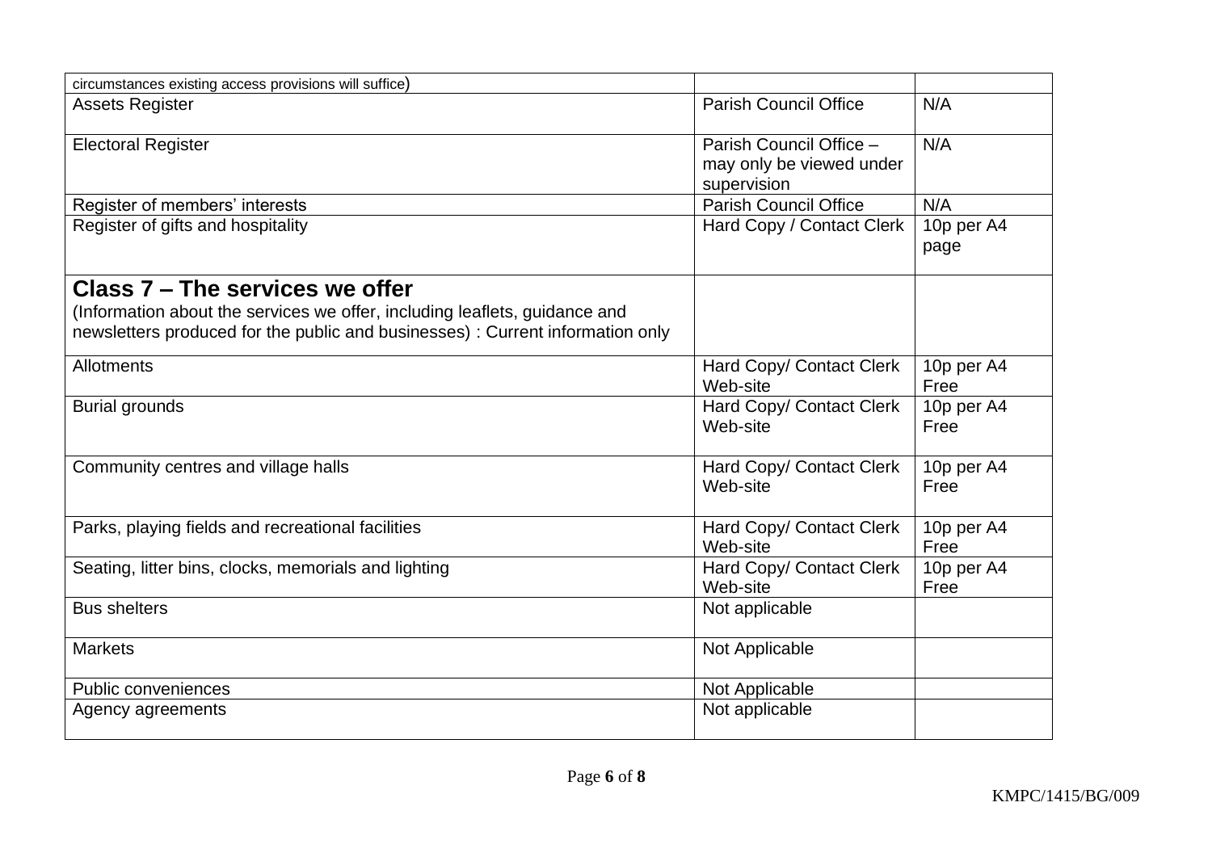| | | |
|---|---|---|
| circumstances existing access provisions will suffice) | | |
| Assets Register | Parish Council Office | N/A |
| Electoral Register | Parish Council Office – may only be viewed under supervision | N/A |
| Register of members' interests | Parish Council Office | N/A |
| Register of gifts and hospitality | Hard Copy / Contact Clerk | 10p per A4 page |
| **Class 7 – The services we offer**<br>(Information about the services we offer, including leaflets, guidance and newsletters produced for the public and businesses) : Current information only | | |
| Allotments | Hard Copy/ Contact Clerk<br>Web-site | 10p per A4<br>Free |
| Burial grounds | Hard Copy/ Contact Clerk<br>Web-site | 10p per A4<br>Free |
| Community centres and village halls | Hard Copy/ Contact Clerk<br>Web-site | 10p per A4<br>Free |
| Parks, playing fields and recreational facilities | Hard Copy/ Contact Clerk<br>Web-site | 10p per A4<br>Free |
| Seating, litter bins, clocks, memorials and lighting | Hard Copy/ Contact Clerk<br>Web-site | 10p per A4<br>Free |
| Bus shelters | Not applicable | |
| Markets | Not Applicable | |
| Public conveniences | Not Applicable | |
| Agency agreements | Not applicable | |

KMPC/1415/BG/009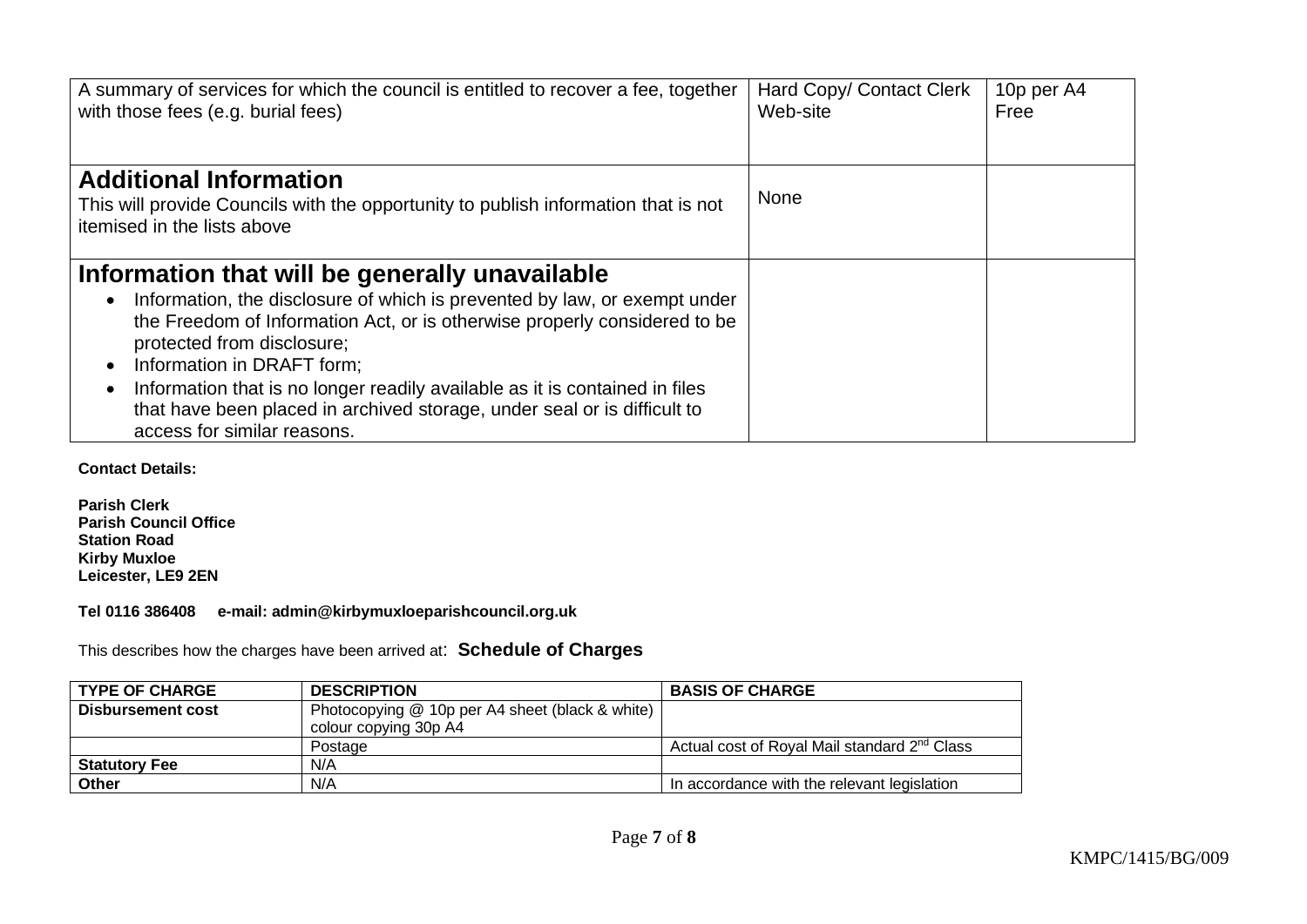| | | |
|---|---|---|
| A summary of services for which the council is entitled to recover a fee, together with those fees (e.g. burial fees) | Hard Copy/ Contact Clerk<br>Web-site | 10p per A4<br>Free |
| **Additional Information**<br>This will provide Councils with the opportunity to publish information that is not itemised in the lists above | None | |
| **Information that will be generally unavailable**<br>• Information, the disclosure of which is prevented by law, or exempt under the Freedom of Information Act, or is otherwise properly considered to be protected from disclosure;<br>• Information in DRAFT form;<br>• Information that is no longer readily available as it is contained in files that have been placed in archived storage, under seal or is difficult to access for similar reasons. | | |

**Contact Details:**

**Parish Clerk**
**Parish Council Office**
**Station Road**
**Kirby Muxloe**
**Leicester, LE9 2EN**

**Tel 0116 386408 e-mail: admin@kirbymuxloeparishcouncil.org.uk**

This describes how the charges have been arrived at: **Schedule of Charges**

| TYPE OF CHARGE | DESCRIPTION | BASIS OF CHARGE |
|---|---|---|
| **Disbursement cost** | Photocopying @ 10p per A4 sheet (black & white) colour copying 30p A4 | |
| | Postage | Actual cost of Royal Mail standard 2nd Class |
| **Statutory Fee** | N/A | |
| **Other** | N/A | In accordance with the relevant legislation |

KMPC/1415/BG/009